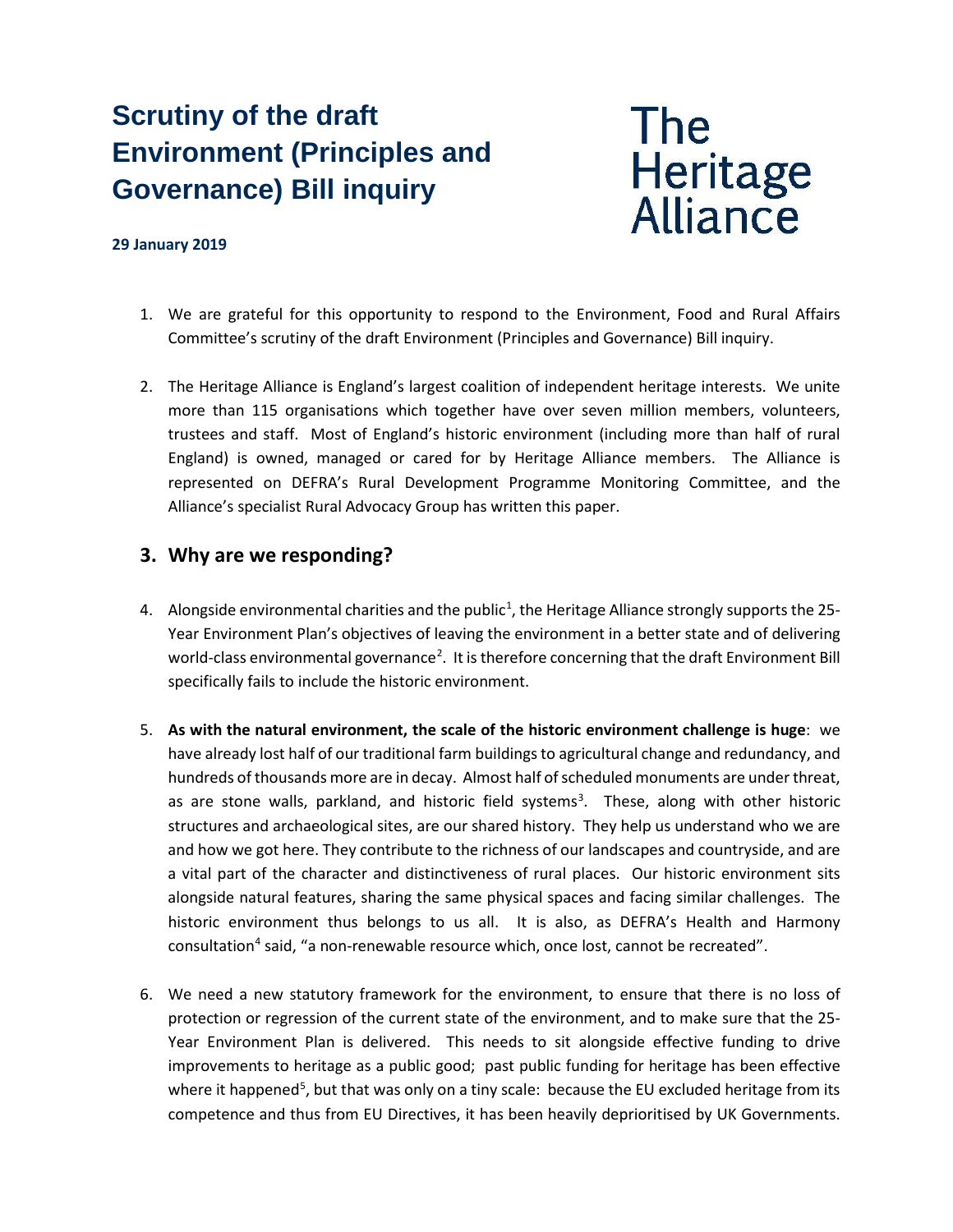# Scrutiny of the draft Environment (Principles and Governance) Bill inquiry

The Heritage Alliance

**29 January 2019**

1. We are grateful for this opportunity to respond to the Environment, Food and Rural Affairs Committee's scrutiny of the draft Environment (Principles and Governance) Bill inquiry.

2. The Heritage Alliance is England's largest coalition of independent heritage interests. We unite more than 115 organisations which together have over seven million members, volunteers, trustees and staff. Most of England's historic environment (including more than half of rural England) is owned, managed or cared for by Heritage Alliance members. The Alliance is represented on DEFRA's Rural Development Programme Monitoring Committee, and the Alliance's specialist Rural Advocacy Group has written this paper.

## 3. Why are we responding?

4. Alongside environmental charities and the public[1], the Heritage Alliance strongly supports the 25-Year Environment Plan's objectives of leaving the environment in a better state and of delivering world-class environmental governance[2]. It is therefore concerning that the draft Environment Bill specifically fails to include the historic environment.

5. **As with the natural environment, the scale of the historic environment challenge is huge**: we have already lost half of our traditional farm buildings to agricultural change and redundancy, and hundreds of thousands more are in decay. Almost half of scheduled monuments are under threat, as are stone walls, parkland, and historic field systems[3]. These, along with other historic structures and archaeological sites, are our shared history. They help us understand who we are and how we got here. They contribute to the richness of our landscapes and countryside, and are a vital part of the character and distinctiveness of rural places. Our historic environment sits alongside natural features, sharing the same physical spaces and facing similar challenges. The historic environment thus belongs to us all. It is also, as DEFRA's Health and Harmony consultation[4] said, "a non-renewable resource which, once lost, cannot be recreated".

6. We need a new statutory framework for the environment, to ensure that there is no loss of protection or regression of the current state of the environment, and to make sure that the 25-Year Environment Plan is delivered. This needs to sit alongside effective funding to drive improvements to heritage as a public good; past public funding for heritage has been effective where it happened[5], but that was only on a tiny scale: because the EU excluded heritage from its competence and thus from EU Directives, it has been heavily deprioritised by UK Governments.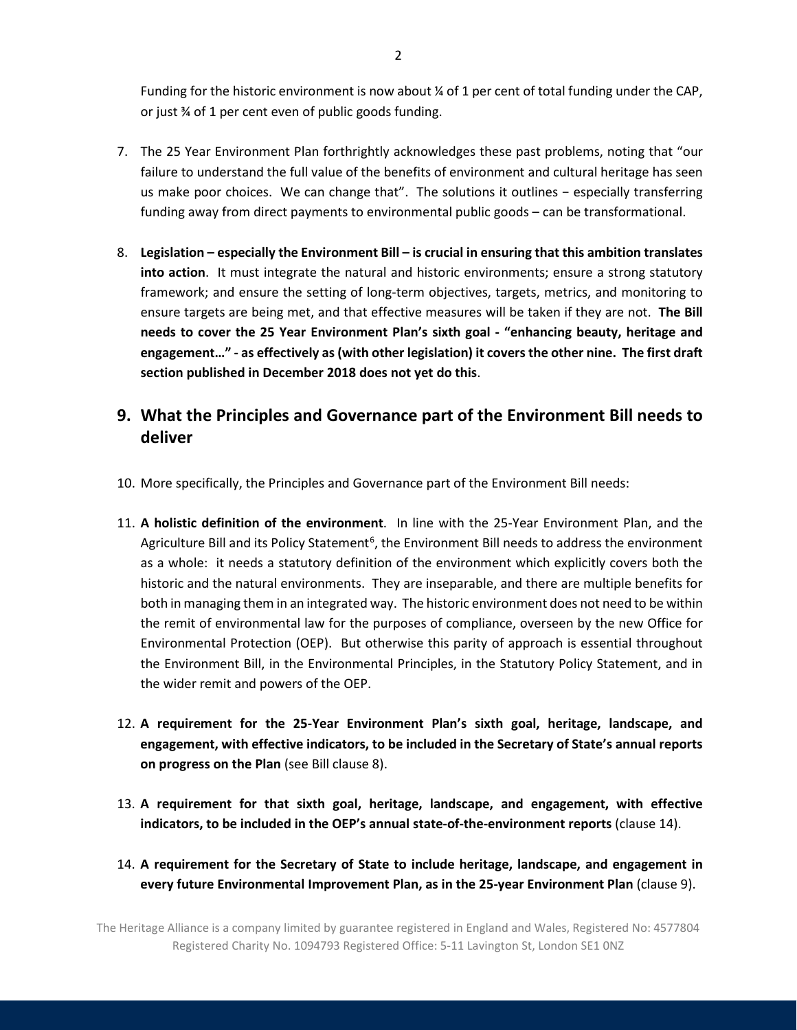Funding for the historic environment is now about ¼ of 1 per cent of total funding under the CAP, or just ¾ of 1 per cent even of public goods funding.

7. The 25 Year Environment Plan forthrightly acknowledges these past problems, noting that "our failure to understand the full value of the benefits of environment and cultural heritage has seen us make poor choices. We can change that". The solutions it outlines − especially transferring funding away from direct payments to environmental public goods – can be transformational.

8. **Legislation – especially the Environment Bill – is crucial in ensuring that this ambition translates into action**. It must integrate the natural and historic environments; ensure a strong statutory framework; and ensure the setting of long-term objectives, targets, metrics, and monitoring to ensure targets are being met, and that effective measures will be taken if they are not. **The Bill needs to cover the 25 Year Environment Plan's sixth goal - "enhancing beauty, heritage and engagement…" - as effectively as (with other legislation) it covers the other nine. The first draft section published in December 2018 does not yet do this**.

## 9. What the Principles and Governance part of the Environment Bill needs to deliver

10. More specifically, the Principles and Governance part of the Environment Bill needs:

11. **A holistic definition of the environment**. In line with the 25-Year Environment Plan, and the Agriculture Bill and its Policy Statement[6], the Environment Bill needs to address the environment as a whole: it needs a statutory definition of the environment which explicitly covers both the historic and the natural environments. They are inseparable, and there are multiple benefits for both in managing them in an integrated way. The historic environment does not need to be within the remit of environmental law for the purposes of compliance, overseen by the new Office for Environmental Protection (OEP). But otherwise this parity of approach is essential throughout the Environment Bill, in the Environmental Principles, in the Statutory Policy Statement, and in the wider remit and powers of the OEP.

12. **A requirement for the 25-Year Environment Plan's sixth goal, heritage, landscape, and engagement, with effective indicators, to be included in the Secretary of State's annual reports on progress on the Plan** (see Bill clause 8).

13. **A requirement for that sixth goal, heritage, landscape, and engagement, with effective indicators, to be included in the OEP's annual state-of-the-environment reports** (clause 14).

14. **A requirement for the Secretary of State to include heritage, landscape, and engagement in every future Environmental Improvement Plan, as in the 25-year Environment Plan** (clause 9).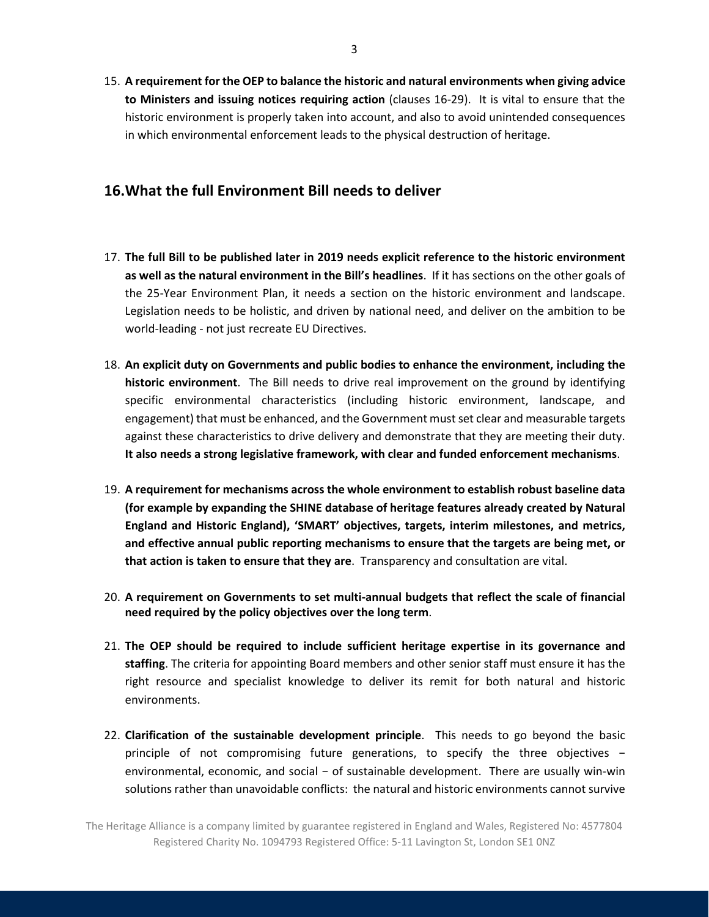15. **A requirement for the OEP to balance the historic and natural environments when giving advice to Ministers and issuing notices requiring action** (clauses 16-29). It is vital to ensure that the historic environment is properly taken into account, and also to avoid unintended consequences in which environmental enforcement leads to the physical destruction of heritage.

## 16. What the full Environment Bill needs to deliver

17. **The full Bill to be published later in 2019 needs explicit reference to the historic environment as well as the natural environment in the Bill's headlines**. If it has sections on the other goals of the 25-Year Environment Plan, it needs a section on the historic environment and landscape. Legislation needs to be holistic, and driven by national need, and deliver on the ambition to be world-leading - not just recreate EU Directives.

18. **An explicit duty on Governments and public bodies to enhance the environment, including the historic environment**. The Bill needs to drive real improvement on the ground by identifying specific environmental characteristics (including historic environment, landscape, and engagement) that must be enhanced, and the Government must set clear and measurable targets against these characteristics to drive delivery and demonstrate that they are meeting their duty. **It also needs a strong legislative framework, with clear and funded enforcement mechanisms**.

19. **A requirement for mechanisms across the whole environment to establish robust baseline data (for example by expanding the SHINE database of heritage features already created by Natural England and Historic England), 'SMART' objectives, targets, interim milestones, and metrics, and effective annual public reporting mechanisms to ensure that the targets are being met, or that action is taken to ensure that they are**. Transparency and consultation are vital.

20. **A requirement on Governments to set multi-annual budgets that reflect the scale of financial need required by the policy objectives over the long term**.

21. **The OEP should be required to include sufficient heritage expertise in its governance and staffing**. The criteria for appointing Board members and other senior staff must ensure it has the right resource and specialist knowledge to deliver its remit for both natural and historic environments.

22. **Clarification of the sustainable development principle**. This needs to go beyond the basic principle of not compromising future generations, to specify the three objectives − environmental, economic, and social − of sustainable development. There are usually win-win solutions rather than unavoidable conflicts: the natural and historic environments cannot survive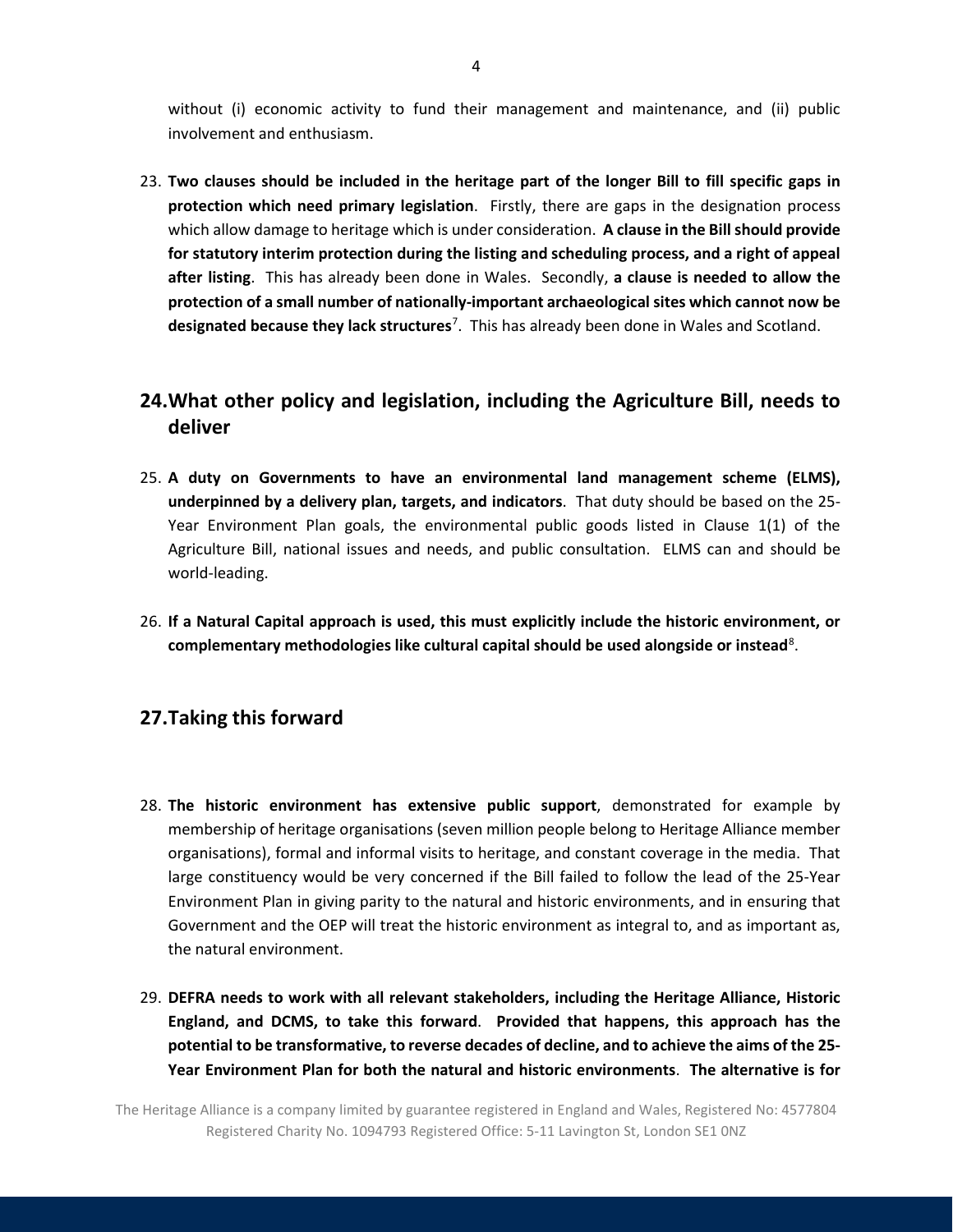without (i) economic activity to fund their management and maintenance, and (ii) public involvement and enthusiasm.

23. **Two clauses should be included in the heritage part of the longer Bill to fill specific gaps in protection which need primary legislation**. Firstly, there are gaps in the designation process which allow damage to heritage which is under consideration. **A clause in the Bill should provide for statutory interim protection during the listing and scheduling process, and a right of appeal after listing**. This has already been done in Wales. Secondly, **a clause is needed to allow the protection of a small number of nationally-important archaeological sites which cannot now be designated because they lack structures**[7]. This has already been done in Wales and Scotland.

## 24. What other policy and legislation, including the Agriculture Bill, needs to deliver

25. **A duty on Governments to have an environmental land management scheme (ELMS), underpinned by a delivery plan, targets, and indicators**. That duty should be based on the 25-Year Environment Plan goals, the environmental public goods listed in Clause 1(1) of the Agriculture Bill, national issues and needs, and public consultation. ELMS can and should be world-leading.

26. **If a Natural Capital approach is used, this must explicitly include the historic environment, or complementary methodologies like cultural capital should be used alongside or instead**[8].

## 27. Taking this forward

28. **The historic environment has extensive public support**, demonstrated for example by membership of heritage organisations (seven million people belong to Heritage Alliance member organisations), formal and informal visits to heritage, and constant coverage in the media. That large constituency would be very concerned if the Bill failed to follow the lead of the 25-Year Environment Plan in giving parity to the natural and historic environments, and in ensuring that Government and the OEP will treat the historic environment as integral to, and as important as, the natural environment.

29. **DEFRA needs to work with all relevant stakeholders, including the Heritage Alliance, Historic England, and DCMS, to take this forward**. **Provided that happens, this approach has the potential to be transformative, to reverse decades of decline, and to achieve the aims of the 25-Year Environment Plan for both the natural and historic environments**. **The alternative is for**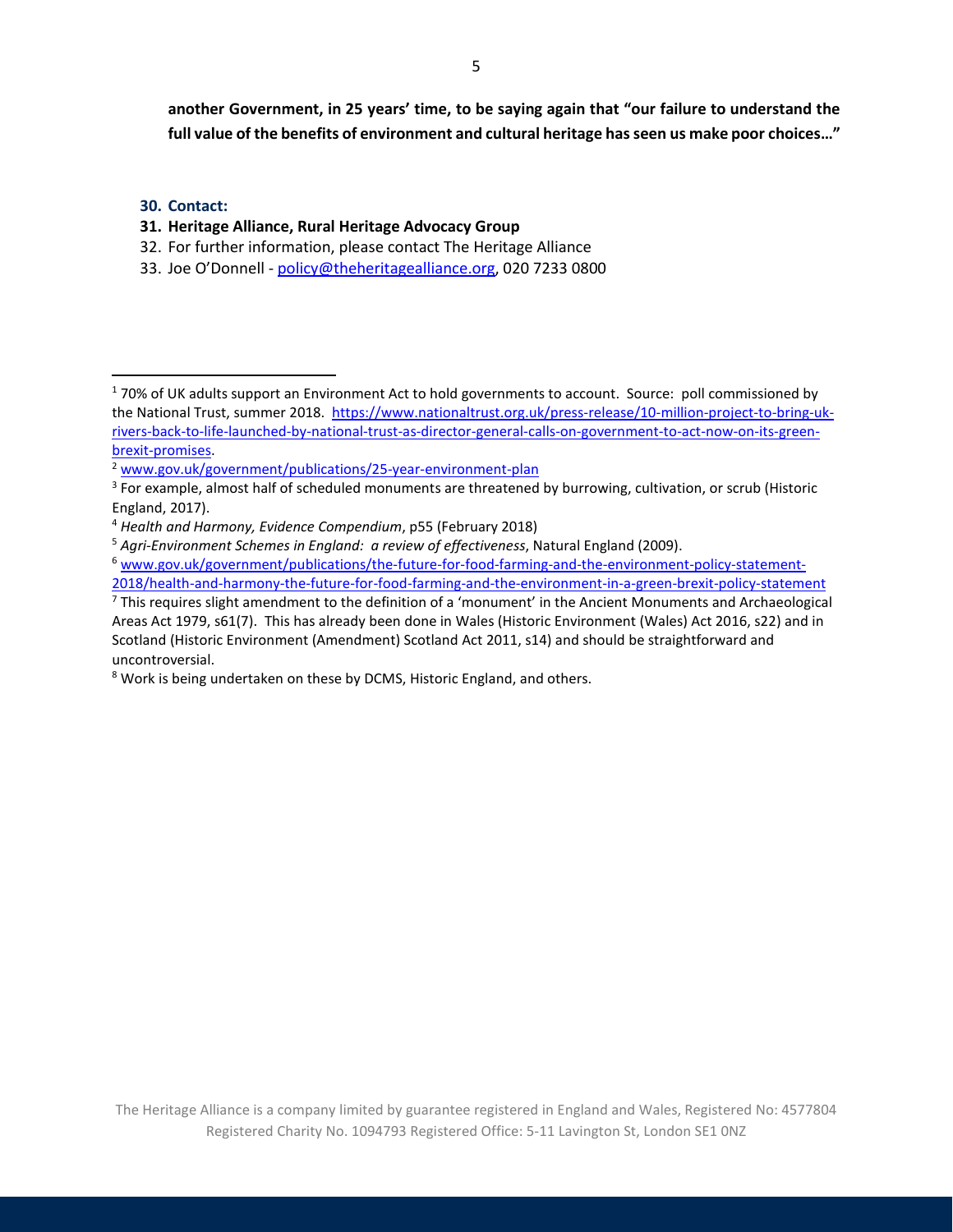**another Government, in 25 years' time, to be saying again that "our failure to understand the full value of the benefits of environment and cultural heritage has seen us make poor choices…"**

30. **Contact:**
31. **Heritage Alliance, Rural Heritage Advocacy Group**
32. For further information, please contact The Heritage Alliance
33. Joe O'Donnell - policy@theheritagealliance.org, 020 7233 0800

---

[1] 70% of UK adults support an Environment Act to hold governments to account. Source: poll commissioned by the National Trust, summer 2018. https://www.nationaltrust.org.uk/press-release/10-million-project-to-bring-uk-rivers-back-to-life-launched-by-national-trust-as-director-general-calls-on-government-to-act-now-on-its-green-brexit-promises.

[2] www.gov.uk/government/publications/25-year-environment-plan

[3] For example, almost half of scheduled monuments are threatened by burrowing, cultivation, or scrub (Historic England, 2017).

[4] *Health and Harmony, Evidence Compendium*, p55 (February 2018)

[5] *Agri-Environment Schemes in England: a review of effectiveness*, Natural England (2009).

[6] www.gov.uk/government/publications/the-future-for-food-farming-and-the-environment-policy-statement-2018/health-and-harmony-the-future-for-food-farming-and-the-environment-in-a-green-brexit-policy-statement

[7] This requires slight amendment to the definition of a 'monument' in the Ancient Monuments and Archaeological Areas Act 1979, s61(7). This has already been done in Wales (Historic Environment (Wales) Act 2016, s22) and in Scotland (Historic Environment (Amendment) Scotland Act 2011, s14) and should be straightforward and uncontroversial.

[8] Work is being undertaken on these by DCMS, Historic England, and others.

The Heritage Alliance is a company limited by guarantee registered in England and Wales, Registered No: 4577804
Registered Charity No. 1094793 Registered Office: 5-11 Lavington St, London SE1 0NZ